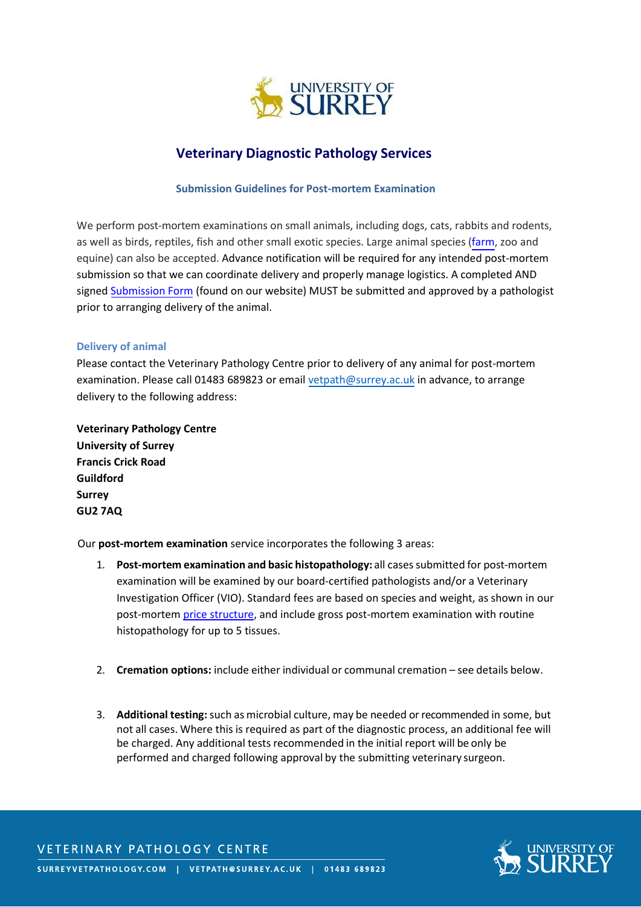# Veterinary Diagnostic Pathology Services

## Submission Guidelines for Post-mortem Examination

We perform post-mortem examinations on small animals, including dogs, cats, rabbits and rodents, as well as birds, reptiles, fish and other small exotic species. Large animal species (farm, zoo and equine) can also be accepted. Advance notification will be required for any intended post-mortem submission so that we can coordinate delivery and properly manage logistics. A completed AND signed Submission Form (found on our website) MUST be submitted and approved by a pathologist prior to arranging delivery of the animal.

### Delivery of animal

Please contact the Veterinary Pathology Centre prior to delivery of any animal for post-mortem examination. Please call 01483 689823 or email vetpath@surrey.ac.uk in advance, to arrange delivery to the following address:

**Veterinary Pathology Centre**
**University of Surrey**
**Francis Crick Road**
**Guildford**
**Surrey**
**GU2 7AQ**

Our **post-mortem examination** service incorporates the following 3 areas:

1. **Post-mortem examination and basic histopathology:** all cases submitted for post-mortem examination will be examined by our board-certified pathologists and/or a Veterinary Investigation Officer (VIO). Standard fees are based on species and weight, as shown in our post-mortem price structure, and include gross post-mortem examination with routine histopathology for up to 5 tissues.

2. **Cremation options:** include either individual or communal cremation – see details below.

3. **Additional testing:** such as microbial culture, may be needed or recommended in some, but not all cases. Where this is required as part of the diagnostic process, an additional fee will be charged. Any additional tests recommended in the initial report will be only be performed and charged following approval by the submitting veterinary surgeon.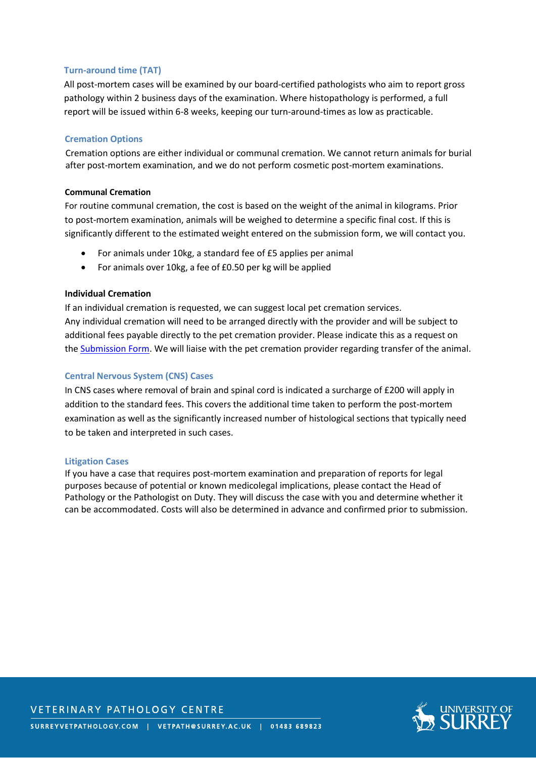## Turn-around time (TAT)

All post-mortem cases will be examined by our board-certified pathologists who aim to report gross pathology within 2 business days of the examination. Where histopathology is performed, a full report will be issued within 6-8 weeks, keeping our turn-around-times as low as practicable.

## Cremation Options

Cremation options are either individual or communal cremation. We cannot return animals for burial after post-mortem examination, and we do not perform cosmetic post-mortem examinations.

### Communal Cremation

For routine communal cremation, the cost is based on the weight of the animal in kilograms. Prior to post-mortem examination, animals will be weighed to determine a specific final cost. If this is significantly different to the estimated weight entered on the submission form, we will contact you.

- For animals under 10kg, a standard fee of £5 applies per animal
- For animals over 10kg, a fee of £0.50 per kg will be applied

### Individual Cremation

If an individual cremation is requested, we can suggest local pet cremation services.
Any individual cremation will need to be arranged directly with the provider and will be subject to additional fees payable directly to the pet cremation provider. Please indicate this as a request on the Submission Form. We will liaise with the pet cremation provider regarding transfer of the animal.

## Central Nervous System (CNS) Cases

In CNS cases where removal of brain and spinal cord is indicated a surcharge of £200 will apply in addition to the standard fees. This covers the additional time taken to perform the post-mortem examination as well as the significantly increased number of histological sections that typically need to be taken and interpreted in such cases.

## Litigation Cases

If you have a case that requires post-mortem examination and preparation of reports for legal purposes because of potential or known medicolegal implications, please contact the Head of Pathology or the Pathologist on Duty. They will discuss the case with you and determine whether it can be accommodated. Costs will also be determined in advance and confirmed prior to submission.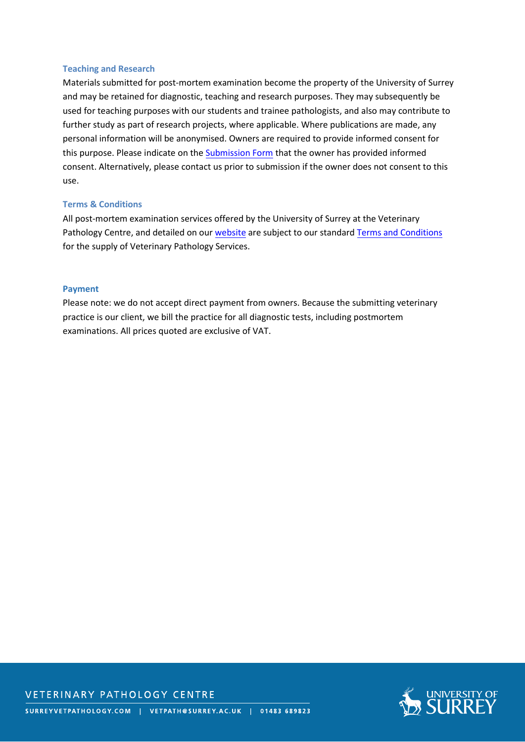### Teaching and Research

Materials submitted for post-mortem examination become the property of the University of Surrey and may be retained for diagnostic, teaching and research purposes. They may subsequently be used for teaching purposes with our students and trainee pathologists, and also may contribute to further study as part of research projects, where applicable. Where publications are made, any personal information will be anonymised. Owners are required to provide informed consent for this purpose. Please indicate on the Submission Form that the owner has provided informed consent. Alternatively, please contact us prior to submission if the owner does not consent to this use.

### Terms & Conditions

All post-mortem examination services offered by the University of Surrey at the Veterinary Pathology Centre, and detailed on our website are subject to our standard Terms and Conditions for the supply of Veterinary Pathology Services.

### Payment

Please note: we do not accept direct payment from owners. Because the submitting veterinary practice is our client, we bill the practice for all diagnostic tests, including postmortem examinations. All prices quoted are exclusive of VAT.